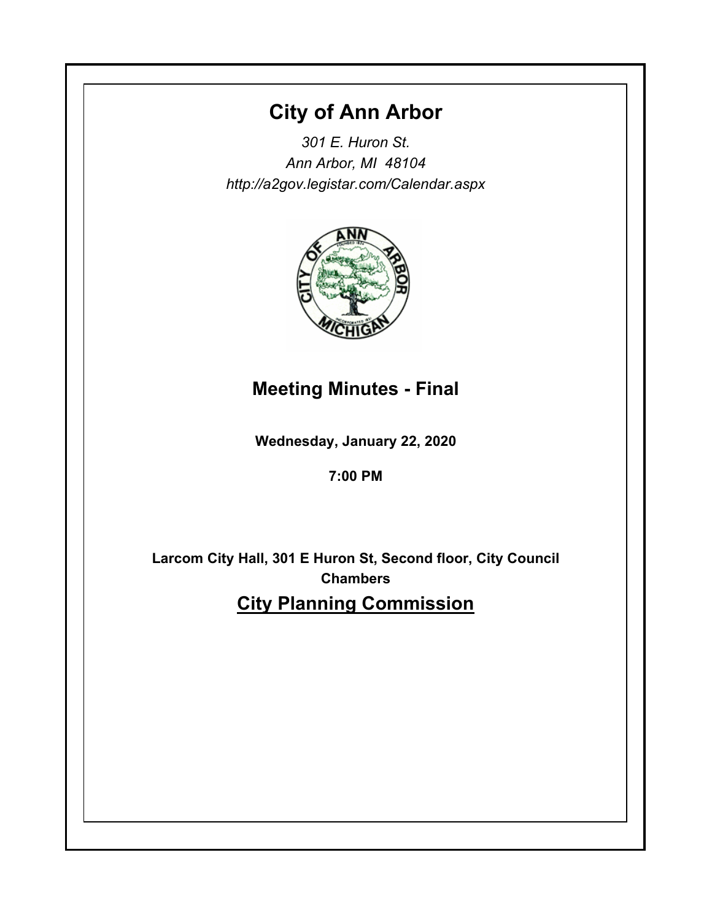# City of Ann Arbor

*301 E. Huron St.*
*Ann Arbor, MI 48104*
*http://a2gov.legistar.com/Calendar.aspx*

## Meeting Minutes - Final

**Wednesday, January 22, 2020**

**7:00 PM**

**Larcom City Hall, 301 E Huron St, Second floor, City Council Chambers**

## City Planning Commission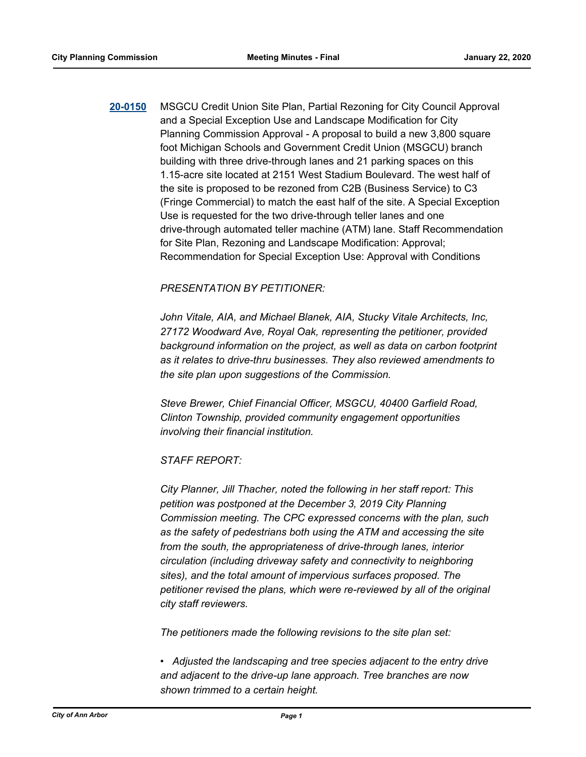**20-0150** MSGCU Credit Union Site Plan, Partial Rezoning for City Council Approval and a Special Exception Use and Landscape Modification for City Planning Commission Approval - A proposal to build a new 3,800 square foot Michigan Schools and Government Credit Union (MSGCU) branch building with three drive-through lanes and 21 parking spaces on this 1.15-acre site located at 2151 West Stadium Boulevard. The west half of the site is proposed to be rezoned from C2B (Business Service) to C3 (Fringe Commercial) to match the east half of the site. A Special Exception Use is requested for the two drive-through teller lanes and one drive-through automated teller machine (ATM) lane. Staff Recommendation for Site Plan, Rezoning and Landscape Modification: Approval; Recommendation for Special Exception Use: Approval with Conditions

*PRESENTATION BY PETITIONER:*

*John Vitale, AIA, and Michael Blanek, AIA, Stucky Vitale Architects, Inc, 27172 Woodward Ave, Royal Oak, representing the petitioner, provided background information on the project, as well as data on carbon footprint as it relates to drive-thru businesses. They also reviewed amendments to the site plan upon suggestions of the Commission.*

*Steve Brewer, Chief Financial Officer, MSGCU, 40400 Garfield Road, Clinton Township, provided community engagement opportunities involving their financial institution.*

*STAFF REPORT:*

*City Planner, Jill Thacher, noted the following in her staff report: This petition was postponed at the December 3, 2019 City Planning Commission meeting. The CPC expressed concerns with the plan, such as the safety of pedestrians both using the ATM and accessing the site from the south, the appropriateness of drive-through lanes, interior circulation (including driveway safety and connectivity to neighboring sites), and the total amount of impervious surfaces proposed. The petitioner revised the plans, which were re-reviewed by all of the original city staff reviewers.*

*The petitioners made the following revisions to the site plan set:*

- *Adjusted the landscaping and tree species adjacent to the entry drive and adjacent to the drive-up lane approach. Tree branches are now shown trimmed to a certain height.*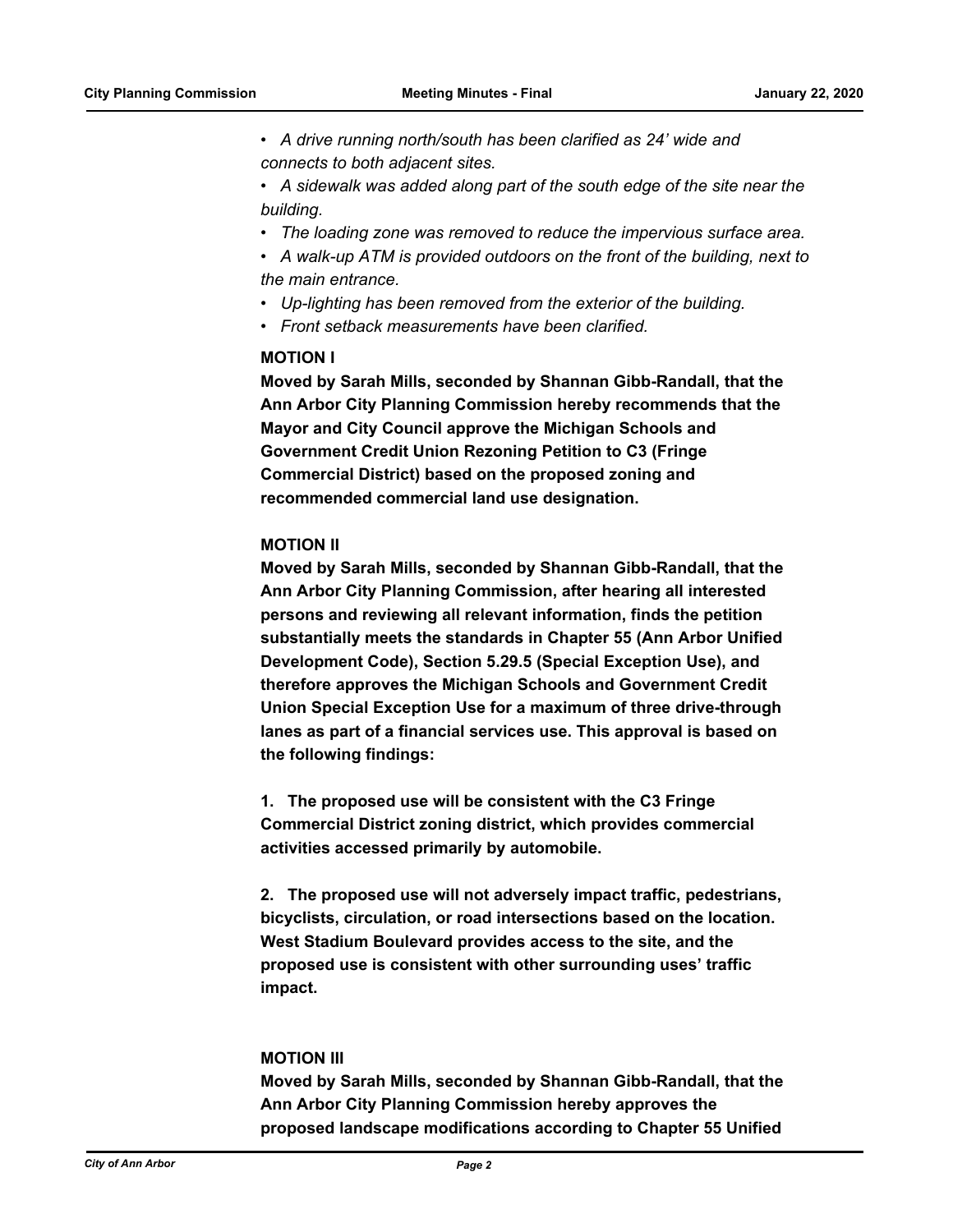- *A drive running north/south has been clarified as 24' wide and connects to both adjacent sites.*
- *A sidewalk was added along part of the south edge of the site near the building.*
- *The loading zone was removed to reduce the impervious surface area.*
- *A walk-up ATM is provided outdoors on the front of the building, next to the main entrance.*
- *Up-lighting has been removed from the exterior of the building.*
- *Front setback measurements have been clarified.*

**MOTION I**

**Moved by Sarah Mills, seconded by Shannan Gibb-Randall, that the Ann Arbor City Planning Commission hereby recommends that the Mayor and City Council approve the Michigan Schools and Government Credit Union Rezoning Petition to C3 (Fringe Commercial District) based on the proposed zoning and recommended commercial land use designation.**

**MOTION II**

**Moved by Sarah Mills, seconded by Shannan Gibb-Randall, that the Ann Arbor City Planning Commission, after hearing all interested persons and reviewing all relevant information, finds the petition substantially meets the standards in Chapter 55 (Ann Arbor Unified Development Code), Section 5.29.5 (Special Exception Use), and therefore approves the Michigan Schools and Government Credit Union Special Exception Use for a maximum of three drive-through lanes as part of a financial services use. This approval is based on the following findings:**

**1. The proposed use will be consistent with the C3 Fringe Commercial District zoning district, which provides commercial activities accessed primarily by automobile.**

**2. The proposed use will not adversely impact traffic, pedestrians, bicyclists, circulation, or road intersections based on the location. West Stadium Boulevard provides access to the site, and the proposed use is consistent with other surrounding uses' traffic impact.**

**MOTION III**

**Moved by Sarah Mills, seconded by Shannan Gibb-Randall, that the Ann Arbor City Planning Commission hereby approves the proposed landscape modifications according to Chapter 55 Unified**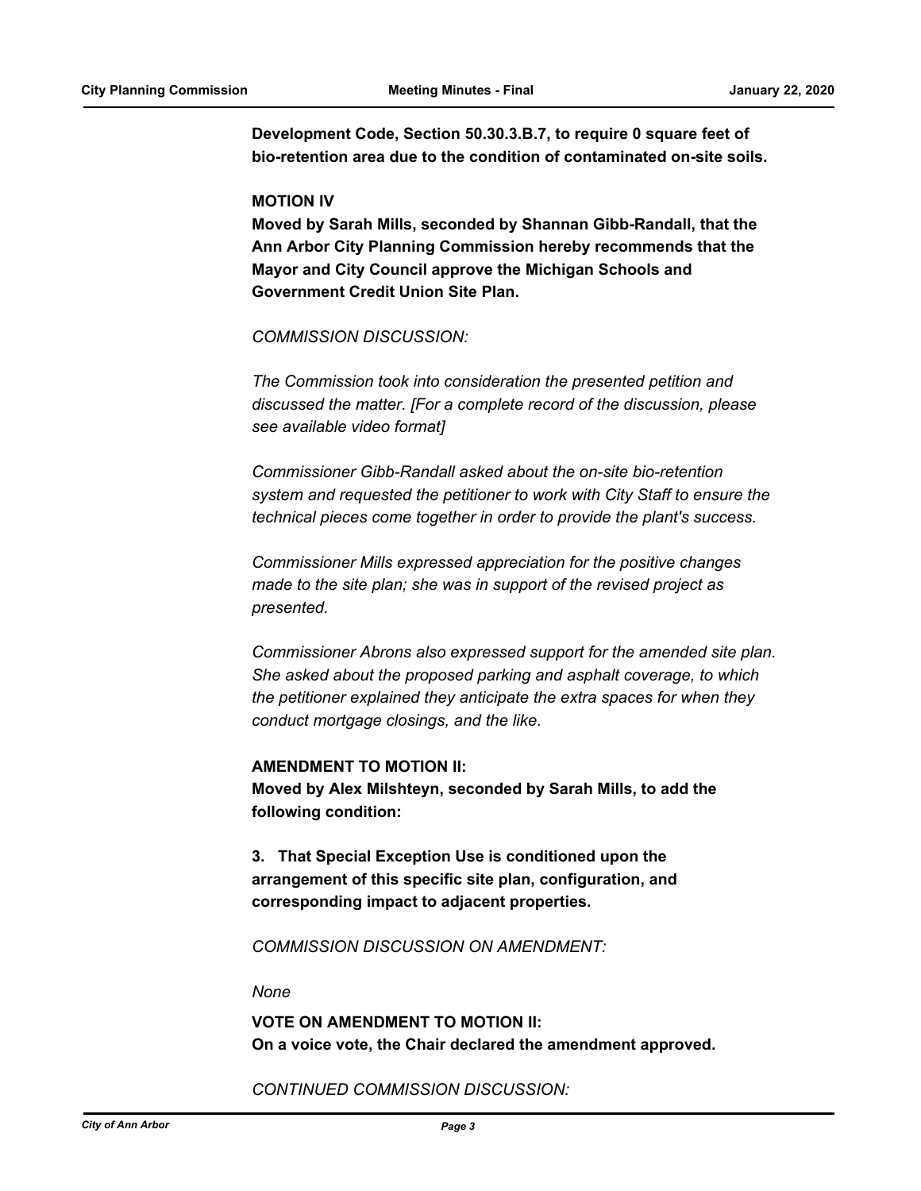**Development Code, Section 50.30.3.B.7, to require 0 square feet of bio-retention area due to the condition of contaminated on-site soils.**

**MOTION IV**

**Moved by Sarah Mills, seconded by Shannan Gibb-Randall, that the Ann Arbor City Planning Commission hereby recommends that the Mayor and City Council approve the Michigan Schools and Government Credit Union Site Plan.**

*COMMISSION DISCUSSION:*

*The Commission took into consideration the presented petition and discussed the matter. [For a complete record of the discussion, please see available video format]*

*Commissioner Gibb-Randall asked about the on-site bio-retention system and requested the petitioner to work with City Staff to ensure the technical pieces come together in order to provide the plant's success.*

*Commissioner Mills expressed appreciation for the positive changes made to the site plan; she was in support of the revised project as presented.*

*Commissioner Abrons also expressed support for the amended site plan. She asked about the proposed parking and asphalt coverage, to which the petitioner explained they anticipate the extra spaces for when they conduct mortgage closings, and the like.*

**AMENDMENT TO MOTION II:**

**Moved by Alex Milshteyn, seconded by Sarah Mills, to add the following condition:**

**3. That Special Exception Use is conditioned upon the arrangement of this specific site plan, configuration, and corresponding impact to adjacent properties.**

*COMMISSION DISCUSSION ON AMENDMENT:*

*None*

**VOTE ON AMENDMENT TO MOTION II:**

**On a voice vote, the Chair declared the amendment approved.**

*CONTINUED COMMISSION DISCUSSION:*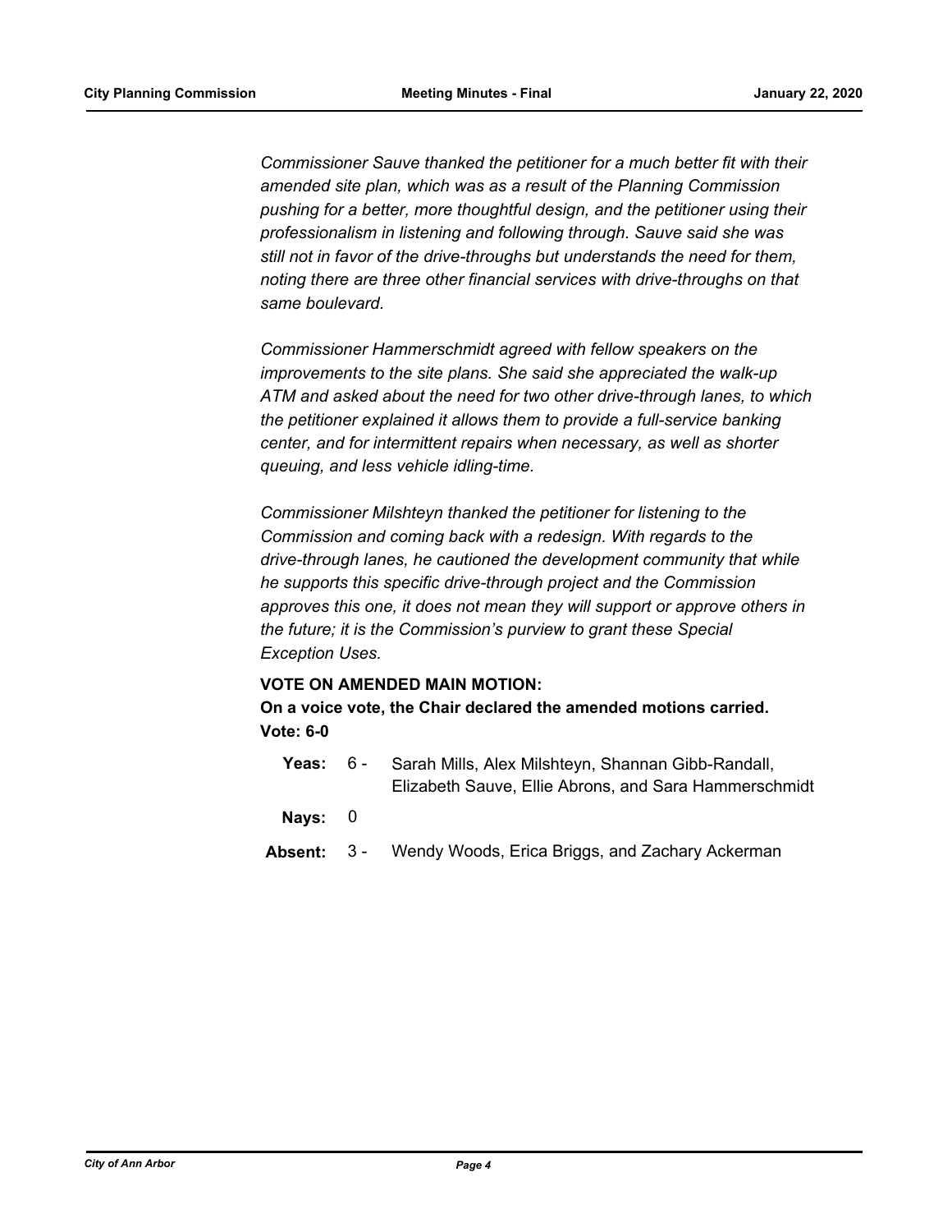*Commissioner Sauve thanked the petitioner for a much better fit with their amended site plan, which was as a result of the Planning Commission pushing for a better, more thoughtful design, and the petitioner using their professionalism in listening and following through. Sauve said she was still not in favor of the drive-throughs but understands the need for them, noting there are three other financial services with drive-throughs on that same boulevard.*

*Commissioner Hammerschmidt agreed with fellow speakers on the improvements to the site plans. She said she appreciated the walk-up ATM and asked about the need for two other drive-through lanes, to which the petitioner explained it allows them to provide a full-service banking center, and for intermittent repairs when necessary, as well as shorter queuing, and less vehicle idling-time.*

*Commissioner Milshteyn thanked the petitioner for listening to the Commission and coming back with a redesign. With regards to the drive-through lanes, he cautioned the development community that while he supports this specific drive-through project and the Commission approves this one, it does not mean they will support or approve others in the future; it is the Commission's purview to grant these Special Exception Uses.*

**VOTE ON AMENDED MAIN MOTION:**

**On a voice vote, the Chair declared the amended motions carried.**
**Vote: 6-0**

| | | |
|---|---|---|
| **Yeas:** | 6 - | Sarah Mills, Alex Milshteyn, Shannan Gibb-Randall, Elizabeth Sauve, Ellie Abrons, and Sara Hammerschmidt |
| **Nays:** | 0 | |
| **Absent:** | 3 - | Wendy Woods, Erica Briggs, and Zachary Ackerman |